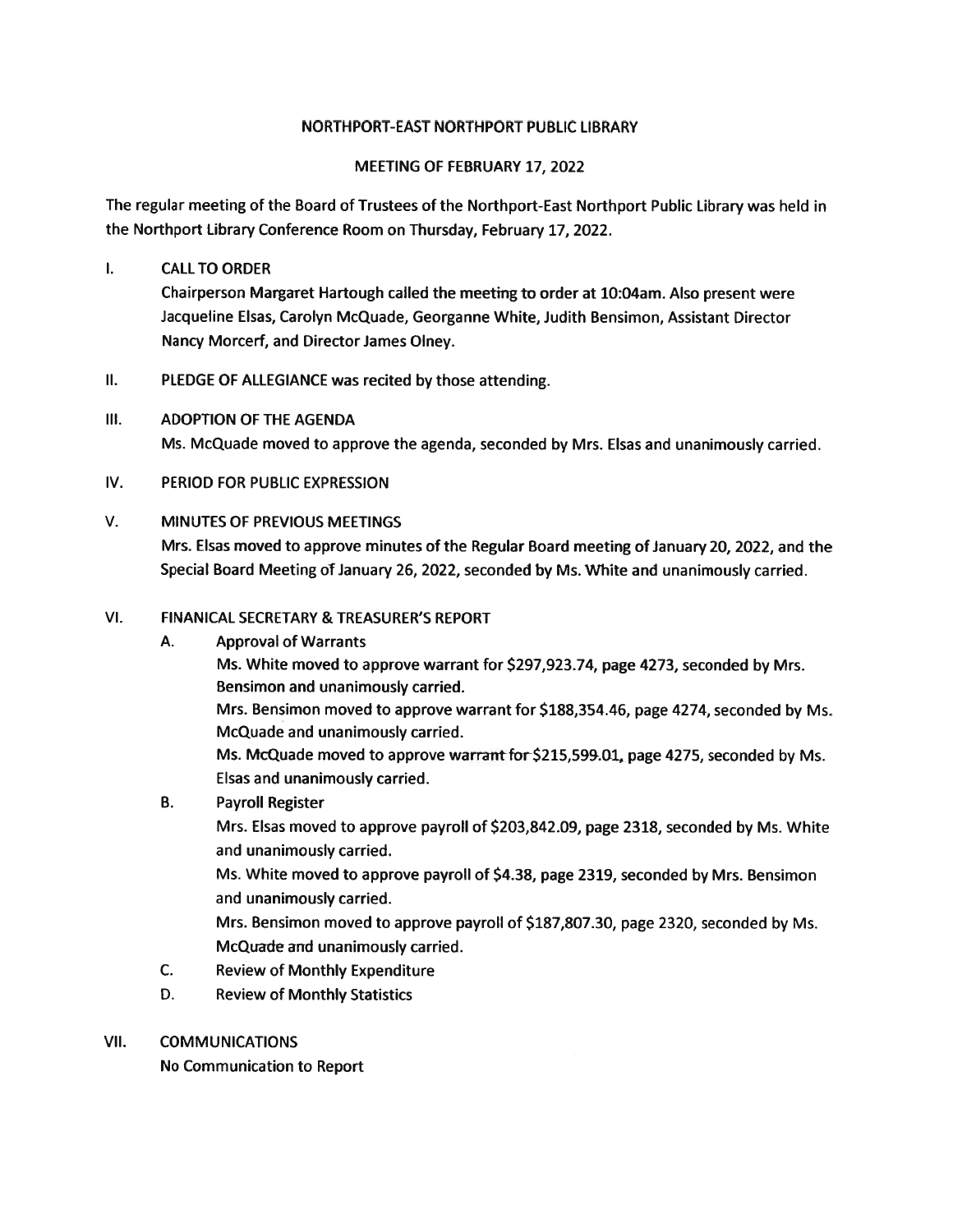# NORTHPORT-EAST NORTHPORT PUBLIC LIBRARY

## MEETING OF FEBRUARY 17, 2022

The regular meeting of the Board of Trustees of the Northport-East Northport Public Library was held in the Northport Library Conference Room on Thursday, February 17, 2022.

I. CALL TO ORDER

Chairperson Margaret Hartough called the meeting to order at 10:04am. Also present were Jacqueline Elsas, Carolyn McQuade, Georganne White, Judith Bensimon, Assistant Director Nancy Morcerf, and Director James Olney.

II. PLEDGE OF ALLEGIANCE was recited by those attending.

III. ADOPTION OF THE AGENDA

Ms. McQuade moved to approve the agenda, seconded by Mrs. Elsas and unanimously carried.

IV. PERIOD FOR PUBLIC EXPRESSION

V. MINUTES OF PREVIOUS MEETINGS

Mrs. Elsas moved to approve minutes of the Regular Board meeting of January 20, 2022, and the Special Board Meeting of January 26, 2022, seconded by Ms. White and unanimously carried.

VI. FINANICAL SECRETARY & TREASURER'S REPORT

A. Approval of Warrants

Ms. White moved to approve warrant for $297,923.74, page 4273, seconded by Mrs. Bensimon and unanimously carried.

Mrs. Bensimon moved to approve warrant for $188,354.46, page 4274, seconded by Ms. McQuade and unanimously carried.

Ms. McQuade moved to approve warrant for $215,599.01, page 4275, seconded by Ms. Elsas and unanimously carried.

B. Payroll Register

Mrs. Elsas moved to approve payroll of $203,842.09, page 2318, seconded by Ms. White and unanimously carried.

Ms. White moved to approve payroll of $4.38, page 2319, seconded by Mrs. Bensimon and unanimously carried.

Mrs. Bensimon moved to approve payroll of $187,807.30, page 2320, seconded by Ms. McQuade and unanimously carried.

C. Review of Monthly Expenditure

D. Review of Monthly Statistics

VII. COMMUNICATIONS

No Communication to Report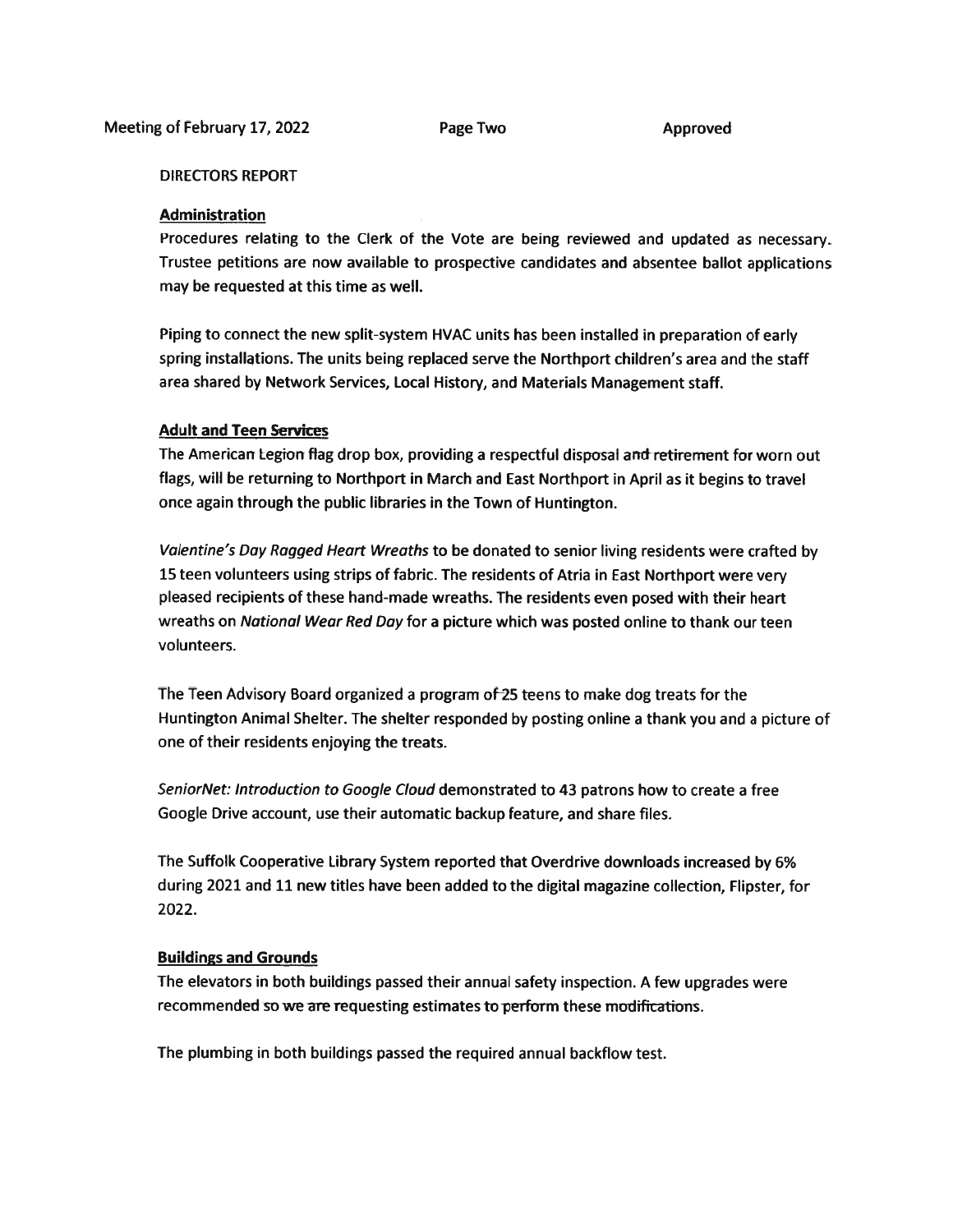DIRECTORS REPORT

**Administration**

Procedures relating to the Clerk of the Vote are being reviewed and updated as necessary. Trustee petitions are now available to prospective candidates and absentee ballot applications may be requested at this time as well.

Piping to connect the new split-system HVAC units has been installed in preparation of early spring installations. The units being replaced serve the Northport children's area and the staff area shared by Network Services, Local History, and Materials Management staff.

**Adult and Teen Services**

The American Legion flag drop box, providing a respectful disposal and retirement for worn out flags, will be returning to Northport in March and East Northport in April as it begins to travel once again through the public libraries in the Town of Huntington.

*Valentine's Day Ragged Heart Wreaths* to be donated to senior living residents were crafted by 15 teen volunteers using strips of fabric. The residents of Atria in East Northport were very pleased recipients of these hand-made wreaths. The residents even posed with their heart wreaths on *National Wear Red Day* for a picture which was posted online to thank our teen volunteers.

The Teen Advisory Board organized a program of 25 teens to make dog treats for the Huntington Animal Shelter. The shelter responded by posting online a thank you and a picture of one of their residents enjoying the treats.

*SeniorNet: Introduction to Google Cloud* demonstrated to 43 patrons how to create a free Google Drive account, use their automatic backup feature, and share files.

The Suffolk Cooperative Library System reported that Overdrive downloads increased by 6% during 2021 and 11 new titles have been added to the digital magazine collection, Flipster, for 2022.

**Buildings and Grounds**

The elevators in both buildings passed their annual safety inspection. A few upgrades were recommended so we are requesting estimates to perform these modifications.

The plumbing in both buildings passed the required annual backflow test.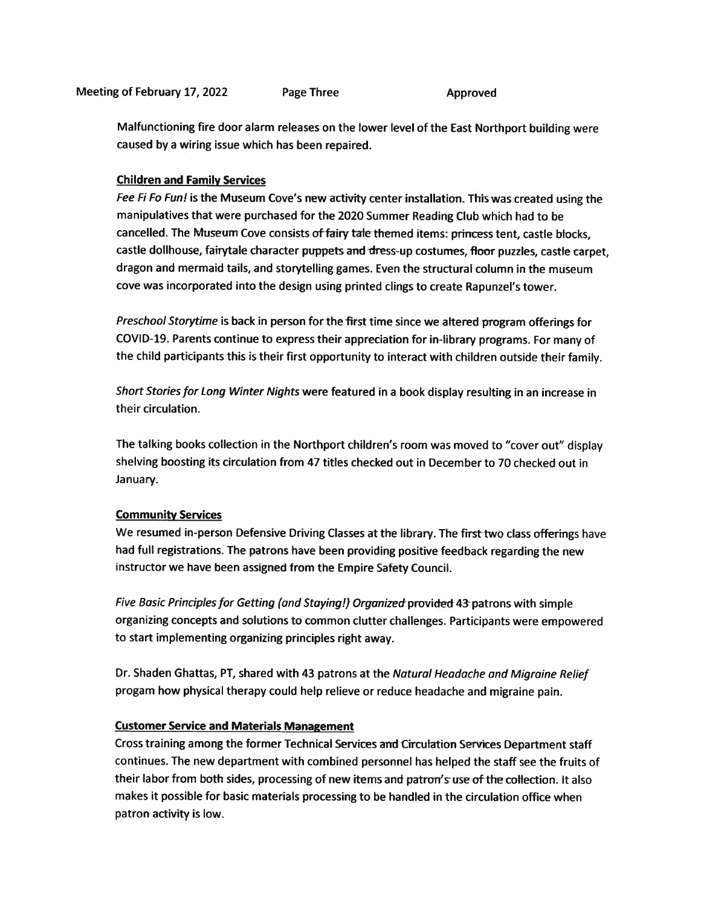Malfunctioning fire door alarm releases on the lower level of the East Northport building were caused by a wiring issue which has been repaired.

**Children and Family Services**

*Fee Fi Fo Fun!* is the Museum Cove's new activity center installation. This was created using the manipulatives that were purchased for the 2020 Summer Reading Club which had to be cancelled. The Museum Cove consists of fairy tale themed items: princess tent, castle blocks, castle dollhouse, fairytale character puppets and dress-up costumes, floor puzzles, castle carpet, dragon and mermaid tails, and storytelling games. Even the structural column in the museum cove was incorporated into the design using printed clings to create Rapunzel's tower.

*Preschool Storytime* is back in person for the first time since we altered program offerings for COVID-19. Parents continue to express their appreciation for in-library programs. For many of the child participants this is their first opportunity to interact with children outside their family.

*Short Stories for Long Winter Nights* were featured in a book display resulting in an increase in their circulation.

The talking books collection in the Northport children's room was moved to "cover out" display shelving boosting its circulation from 47 titles checked out in December to 70 checked out in January.

**Community Services**

We resumed in-person Defensive Driving Classes at the library. The first two class offerings have had full registrations. The patrons have been providing positive feedback regarding the new instructor we have been assigned from the Empire Safety Council.

*Five Basic Principles for Getting (and Staying!) Organized* provided 43 patrons with simple organizing concepts and solutions to common clutter challenges. Participants were empowered to start implementing organizing principles right away.

Dr. Shaden Ghattas, PT, shared with 43 patrons at the *Natural Headache and Migraine Relief* progam how physical therapy could help relieve or reduce headache and migraine pain.

**Customer Service and Materials Management**

Cross training among the former Technical Services and Circulation Services Department staff continues. The new department with combined personnel has helped the staff see the fruits of their labor from both sides, processing of new items and patron's use of the collection. It also makes it possible for basic materials processing to be handled in the circulation office when patron activity is low.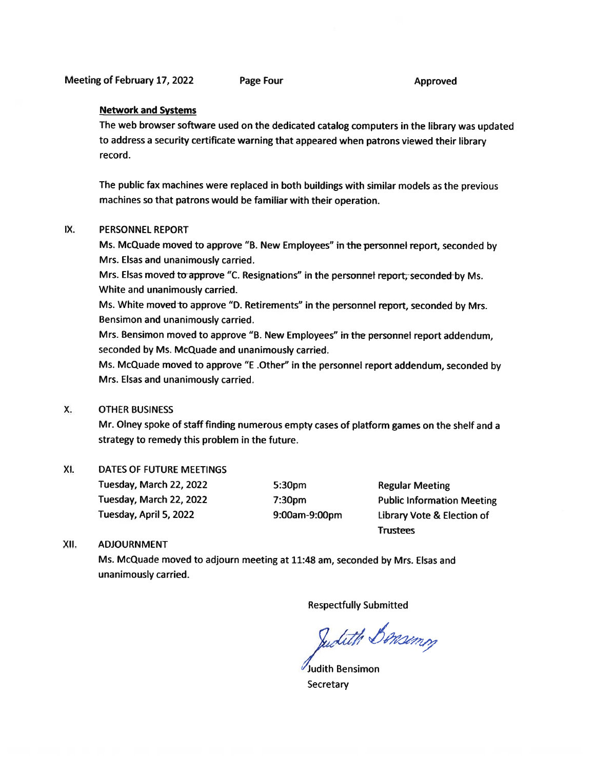**Network and Systems**

The web browser software used on the dedicated catalog computers in the library was updated to address a security certificate warning that appeared when patrons viewed their library record.

The public fax machines were replaced in both buildings with similar models as the previous machines so that patrons would be familiar with their operation.

## IX. PERSONNEL REPORT

Ms. McQuade moved to approve "B. New Employees" in the personnel report, seconded by Mrs. Elsas and unanimously carried.
Mrs. Elsas moved to approve "C. Resignations" in the personnel report, seconded by Ms. White and unanimously carried.
Ms. White moved to approve "D. Retirements" in the personnel report, seconded by Mrs. Bensimon and unanimously carried.
Mrs. Bensimon moved to approve "B. New Employees" in the personnel report addendum, seconded by Ms. McQuade and unanimously carried.
Ms. McQuade moved to approve "E .Other" in the personnel report addendum, seconded by Mrs. Elsas and unanimously carried.

## X. OTHER BUSINESS

Mr. Olney spoke of staff finding numerous empty cases of platform games on the shelf and a strategy to remedy this problem in the future.

## XI. DATES OF FUTURE MEETINGS

| | | |
|---|---|---|
| Tuesday, March 22, 2022 | 5:30pm | Regular Meeting |
| Tuesday, March 22, 2022 | 7:30pm | Public Information Meeting |
| Tuesday, April 5, 2022 | 9:00am-9:00pm | Library Vote & Election of Trustees |

## XII. ADJOURNMENT

Ms. McQuade moved to adjourn meeting at 11:48 am, seconded by Mrs. Elsas and unanimously carried.

Respectfully Submitted

Judith Bensimon
Judith Bensimon
Secretary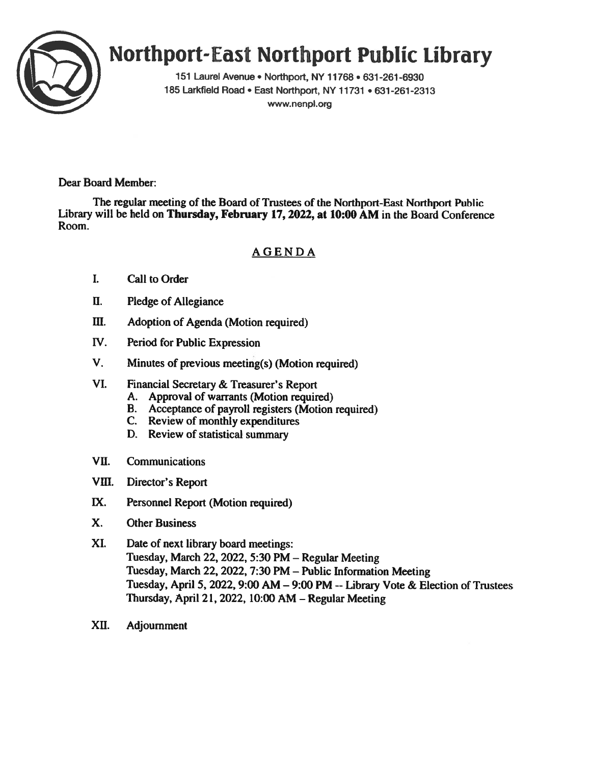# Northport-East Northport Public Library

151 Laurel Avenue • Northport, NY 11768 • 631-261-6930
185 Larkfield Road • East Northport, NY 11731 • 631-261-2313
www.nenpl.org

Dear Board Member:

The regular meeting of the Board of Trustees of the Northport-East Northport Public Library will be held on **Thursday, February 17, 2022, at 10:00 AM** in the Board Conference Room.

## AGENDA

I. Call to Order

II. Pledge of Allegiance

III. Adoption of Agenda (Motion required)

IV. Period for Public Expression

V. Minutes of previous meeting(s) (Motion required)

VI. Financial Secretary & Treasurer's Report
   - A. Approval of warrants (Motion required)
   - B. Acceptance of payroll registers (Motion required)
   - C. Review of monthly expenditures
   - D. Review of statistical summary

VII. Communications

VIII. Director's Report

IX. Personnel Report (Motion required)

X. Other Business

XI. Date of next library board meetings:
   Tuesday, March 22, 2022, 5:30 PM – Regular Meeting
   Tuesday, March 22, 2022, 7:30 PM – Public Information Meeting
   Tuesday, April 5, 2022, 9:00 AM – 9:00 PM -- Library Vote & Election of Trustees
   Thursday, April 21, 2022, 10:00 AM – Regular Meeting

XII. Adjournment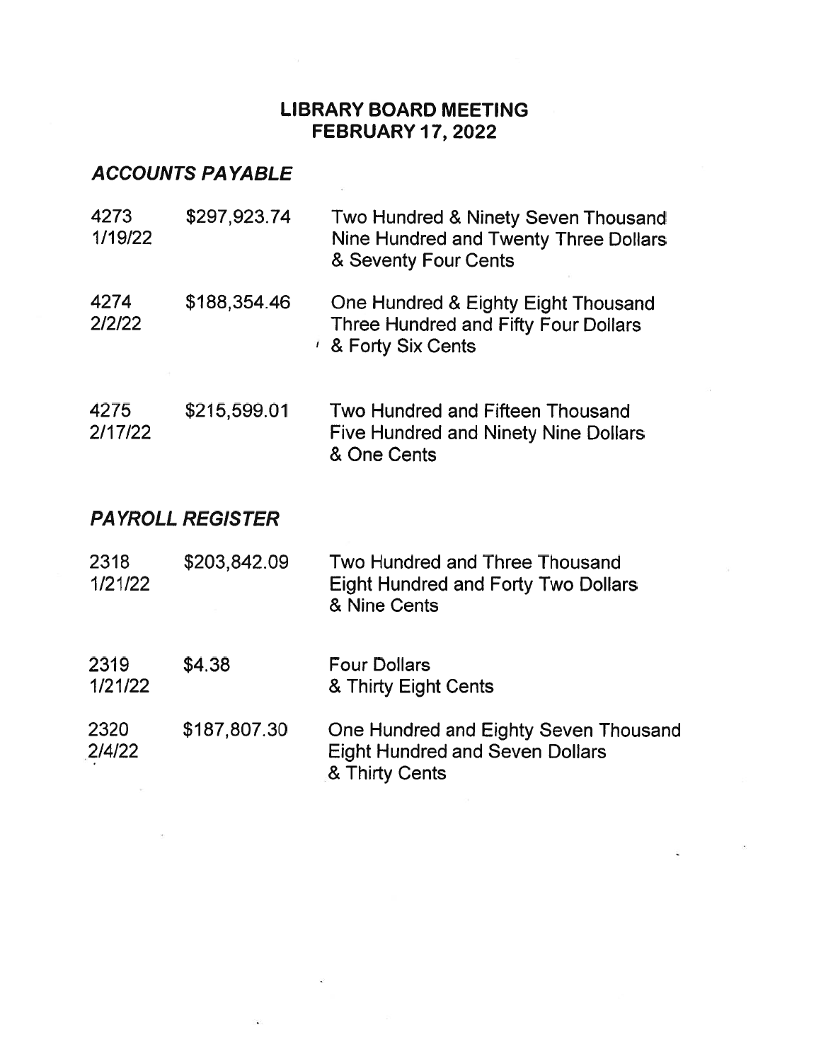# LIBRARY BOARD MEETING
# FEBRUARY 17, 2022

## *ACCOUNTS PAYABLE*

| | | |
|---|---|---|
| 4273<br>1/19/22 | $297,923.74 | Two Hundred & Ninety Seven Thousand Nine Hundred and Twenty Three Dollars & Seventy Four Cents |
| 4274<br>2/2/22 | $188,354.46 | One Hundred & Eighty Eight Thousand Three Hundred and Fifty Four Dollars & Forty Six Cents |
| 4275<br>2/17/22 | $215,599.01 | Two Hundred and Fifteen Thousand Five Hundred and Ninety Nine Dollars & One Cents |

## *PAYROLL REGISTER*

| | | |
|---|---|---|
| 2318<br>1/21/22 | $203,842.09 | Two Hundred and Three Thousand Eight Hundred and Forty Two Dollars & Nine Cents |
| 2319<br>1/21/22 | $4.38 | Four Dollars & Thirty Eight Cents |
| 2320<br>2/4/22 | $187,807.30 | One Hundred and Eighty Seven Thousand Eight Hundred and Seven Dollars & Thirty Cents |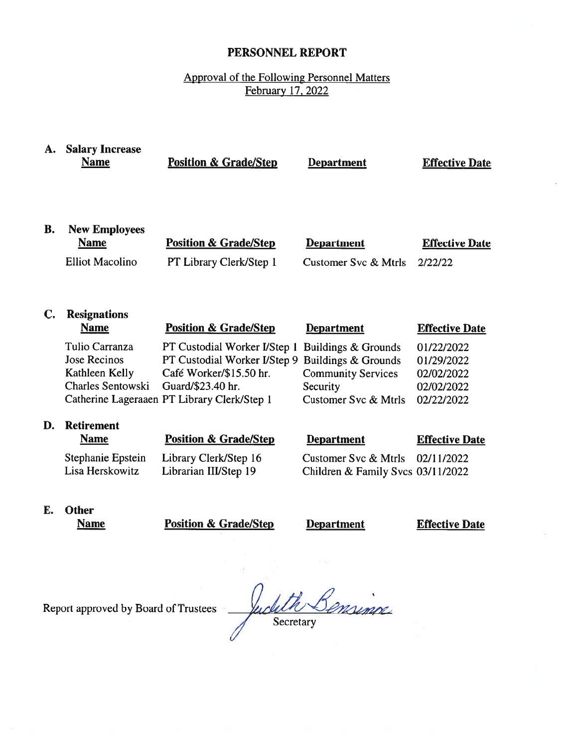# PERSONNEL REPORT

Approval of the Following Personnel Matters
February 17, 2022

**A. Salary Increase**

| Name | Position & Grade/Step | Department | Effective Date |
|---|---|---|---|

**B. New Employees**

| Name | Position & Grade/Step | Department | Effective Date |
|---|---|---|---|
| Elliot Macolino | PT Library Clerk/Step 1 | Customer Svc & Mtrls | 2/22/22 |

**C. Resignations**

| Name | Position & Grade/Step | Department | Effective Date |
|---|---|---|---|
| Tulio Carranza | PT Custodial Worker I/Step 1 | Buildings & Grounds | 01/22/2022 |
| Jose Recinos | PT Custodial Worker I/Step 9 | Buildings & Grounds | 01/29/2022 |
| Kathleen Kelly | Café Worker/$15.50 hr. | Community Services | 02/02/2022 |
| Charles Sentowski | Guard/$23.40 hr. | Security | 02/02/2022 |
| Catherine Lageraaen | PT Library Clerk/Step 1 | Customer Svc & Mtrls | 02/22/2022 |

**D. Retirement**

| Name | Position & Grade/Step | Department | Effective Date |
|---|---|---|---|
| Stephanie Epstein | Library Clerk/Step 16 | Customer Svc & Mtrls | 02/11/2022 |
| Lisa Herskowitz | Librarian III/Step 19 | Children & Family Svcs | 03/11/2022 |

**E. Other**

| Name | Position & Grade/Step | Department | Effective Date |
|---|---|---|---|

Report approved by Board of Trustees Judith Bensimon

Secretary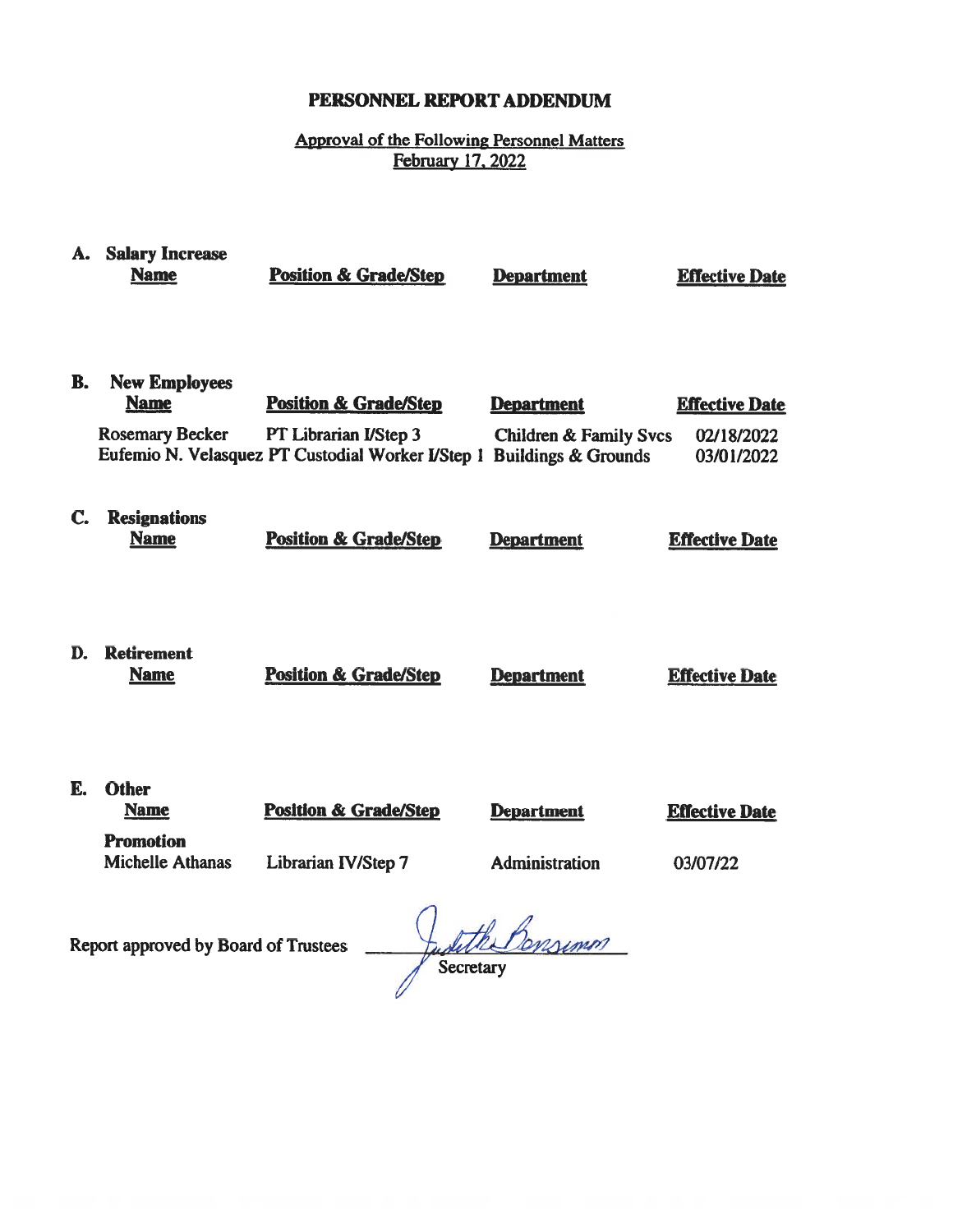# PERSONNEL REPORT ADDENDUM

Approval of the Following Personnel Matters
February 17, 2022

**A. Salary Increase**

| Name | Position & Grade/Step | Department | Effective Date |
|---|---|---|---|

**B. New Employees**

| Name | Position & Grade/Step | Department | Effective Date |
|---|---|---|---|
| Rosemary Becker | PT Librarian I/Step 3 | Children & Family Svcs | 02/18/2022 |
| Eufemio N. Velasquez | PT Custodial Worker I/Step 1 | Buildings & Grounds | 03/01/2022 |

**C. Resignations**

| Name | Position & Grade/Step | Department | Effective Date |
|---|---|---|---|

**D. Retirement**

| Name | Position & Grade/Step | Department | Effective Date |
|---|---|---|---|

**E. Other**

| Name | Position & Grade/Step | Department | Effective Date |
|---|---|---|---|
| **Promotion** | | | |
| Michelle Athanas | Librarian IV/Step 7 | Administration | 03/07/22 |

Report approved by Board of Trustees ______ Secretary